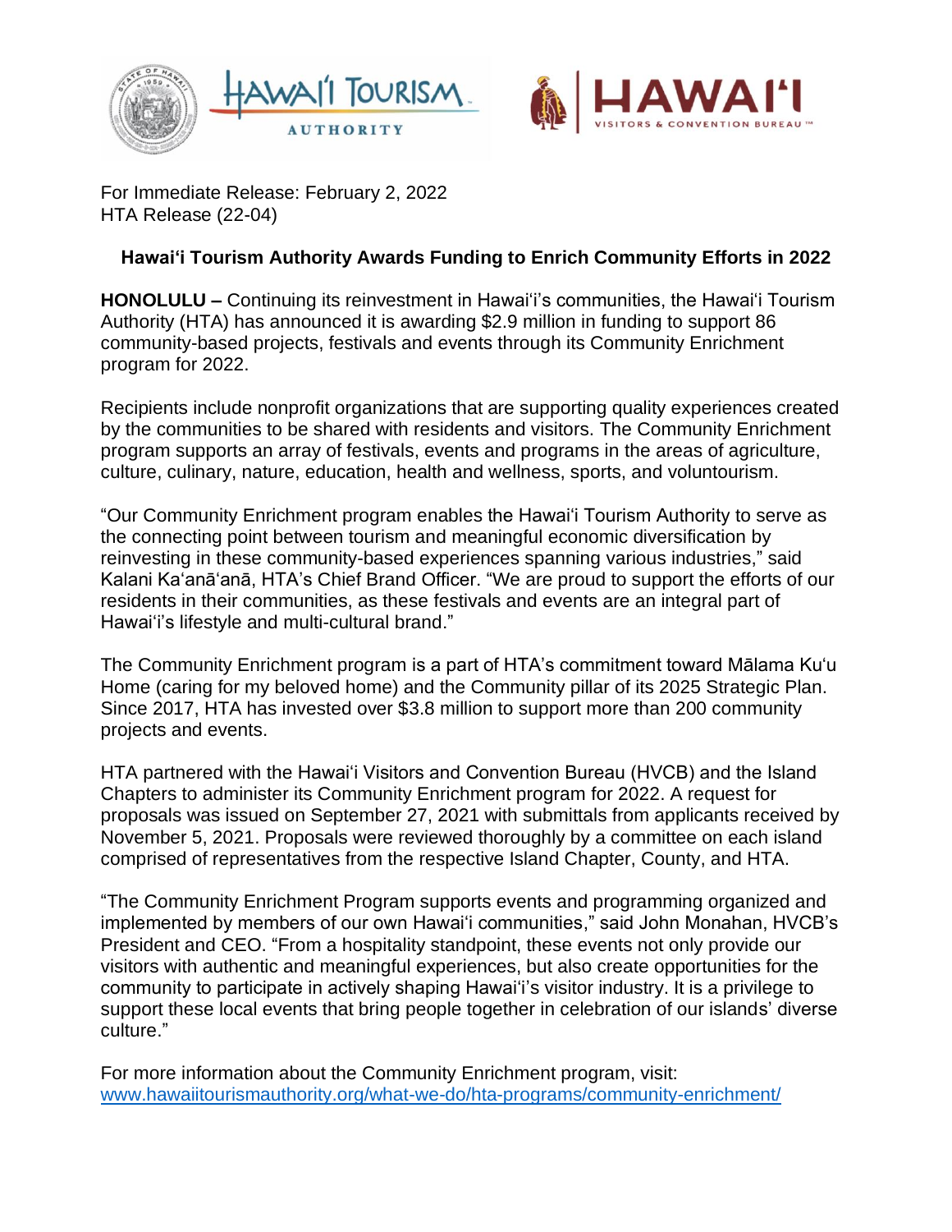For Immediate Release: February 2, 2022
HTA Release (22-04)

## Hawai'i Tourism Authority Awards Funding to Enrich Community Efforts in 2022

**HONOLULU –** Continuing its reinvestment in Hawai'i's communities, the Hawai'i Tourism Authority (HTA) has announced it is awarding $2.9 million in funding to support 86 community-based projects, festivals and events through its Community Enrichment program for 2022.

Recipients include nonprofit organizations that are supporting quality experiences created by the communities to be shared with residents and visitors. The Community Enrichment program supports an array of festivals, events and programs in the areas of agriculture, culture, culinary, nature, education, health and wellness, sports, and voluntourism.

"Our Community Enrichment program enables the Hawai'i Tourism Authority to serve as the connecting point between tourism and meaningful economic diversification by reinvesting in these community-based experiences spanning various industries," said Kalani Ka'anā'anā, HTA's Chief Brand Officer. "We are proud to support the efforts of our residents in their communities, as these festivals and events are an integral part of Hawai'i's lifestyle and multi-cultural brand."

The Community Enrichment program is a part of HTA's commitment toward Mālama Ku'u Home (caring for my beloved home) and the Community pillar of its 2025 Strategic Plan. Since 2017, HTA has invested over $3.8 million to support more than 200 community projects and events.

HTA partnered with the Hawai'i Visitors and Convention Bureau (HVCB) and the Island Chapters to administer its Community Enrichment program for 2022. A request for proposals was issued on September 27, 2021 with submittals from applicants received by November 5, 2021. Proposals were reviewed thoroughly by a committee on each island comprised of representatives from the respective Island Chapter, County, and HTA.

"The Community Enrichment Program supports events and programming organized and implemented by members of our own Hawai'i communities," said John Monahan, HVCB's President and CEO. "From a hospitality standpoint, these events not only provide our visitors with authentic and meaningful experiences, but also create opportunities for the community to participate in actively shaping Hawai'i's visitor industry. It is a privilege to support these local events that bring people together in celebration of our islands' diverse culture."

For more information about the Community Enrichment program, visit:
www.hawaiitourismauthority.org/what-we-do/hta-programs/community-enrichment/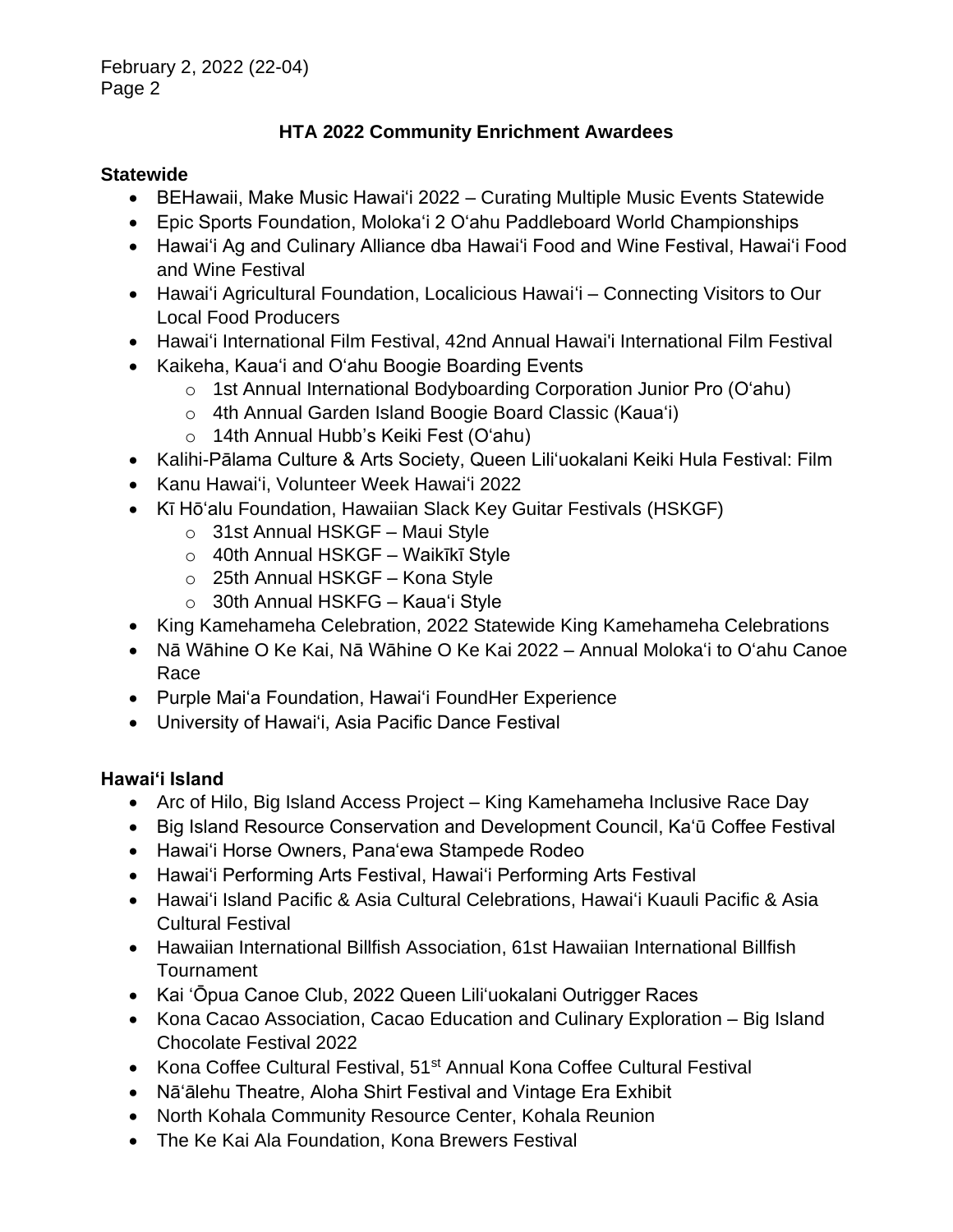## HTA 2022 Community Enrichment Awardees

**Statewide**

- BEHawaii, Make Music Hawaiʻi 2022 – Curating Multiple Music Events Statewide
- Epic Sports Foundation, Molokaʻi 2 Oʻahu Paddleboard World Championships
- Hawaiʻi Ag and Culinary Alliance dba Hawaiʻi Food and Wine Festival, Hawaiʻi Food and Wine Festival
- Hawaiʻi Agricultural Foundation, Localicious Hawaiʻi – Connecting Visitors to Our Local Food Producers
- Hawaiʻi International Film Festival, 42nd Annual Hawai'i International Film Festival
- Kaikeha, Kauaʻi and Oʻahu Boogie Boarding Events
  - 1st Annual International Bodyboarding Corporation Junior Pro (Oʻahu)
  - 4th Annual Garden Island Boogie Board Classic (Kauaʻi)
  - 14th Annual Hubb's Keiki Fest (Oʻahu)
- Kalihi-Pālama Culture & Arts Society, Queen Liliʻuokalani Keiki Hula Festival: Film
- Kanu Hawaiʻi, Volunteer Week Hawaiʻi 2022
- Kī Hōʻalu Foundation, Hawaiian Slack Key Guitar Festivals (HSKGF)
  - 31st Annual HSKGF – Maui Style
  - 40th Annual HSKGF – Waikīkī Style
  - 25th Annual HSKGF – Kona Style
  - 30th Annual HSKFG – Kauaʻi Style
- King Kamehameha Celebration, 2022 Statewide King Kamehameha Celebrations
- Nā Wāhine O Ke Kai, Nā Wāhine O Ke Kai 2022 – Annual Molokaʻi to Oʻahu Canoe Race
- Purple Maiʻa Foundation, Hawaiʻi FoundHer Experience
- University of Hawaiʻi, Asia Pacific Dance Festival

**Hawaiʻi Island**

- Arc of Hilo, Big Island Access Project – King Kamehameha Inclusive Race Day
- Big Island Resource Conservation and Development Council, Kaʻū Coffee Festival
- Hawaiʻi Horse Owners, Panaʻewa Stampede Rodeo
- Hawaiʻi Performing Arts Festival, Hawaiʻi Performing Arts Festival
- Hawaiʻi Island Pacific & Asia Cultural Celebrations, Hawaiʻi Kuauli Pacific & Asia Cultural Festival
- Hawaiian International Billfish Association, 61st Hawaiian International Billfish Tournament
- Kai ʻŌpua Canoe Club, 2022 Queen Liliʻuokalani Outrigger Races
- Kona Cacao Association, Cacao Education and Culinary Exploration – Big Island Chocolate Festival 2022
- Kona Coffee Cultural Festival, 51st Annual Kona Coffee Cultural Festival
- Nāʻālehu Theatre, Aloha Shirt Festival and Vintage Era Exhibit
- North Kohala Community Resource Center, Kohala Reunion
- The Ke Kai Ala Foundation, Kona Brewers Festival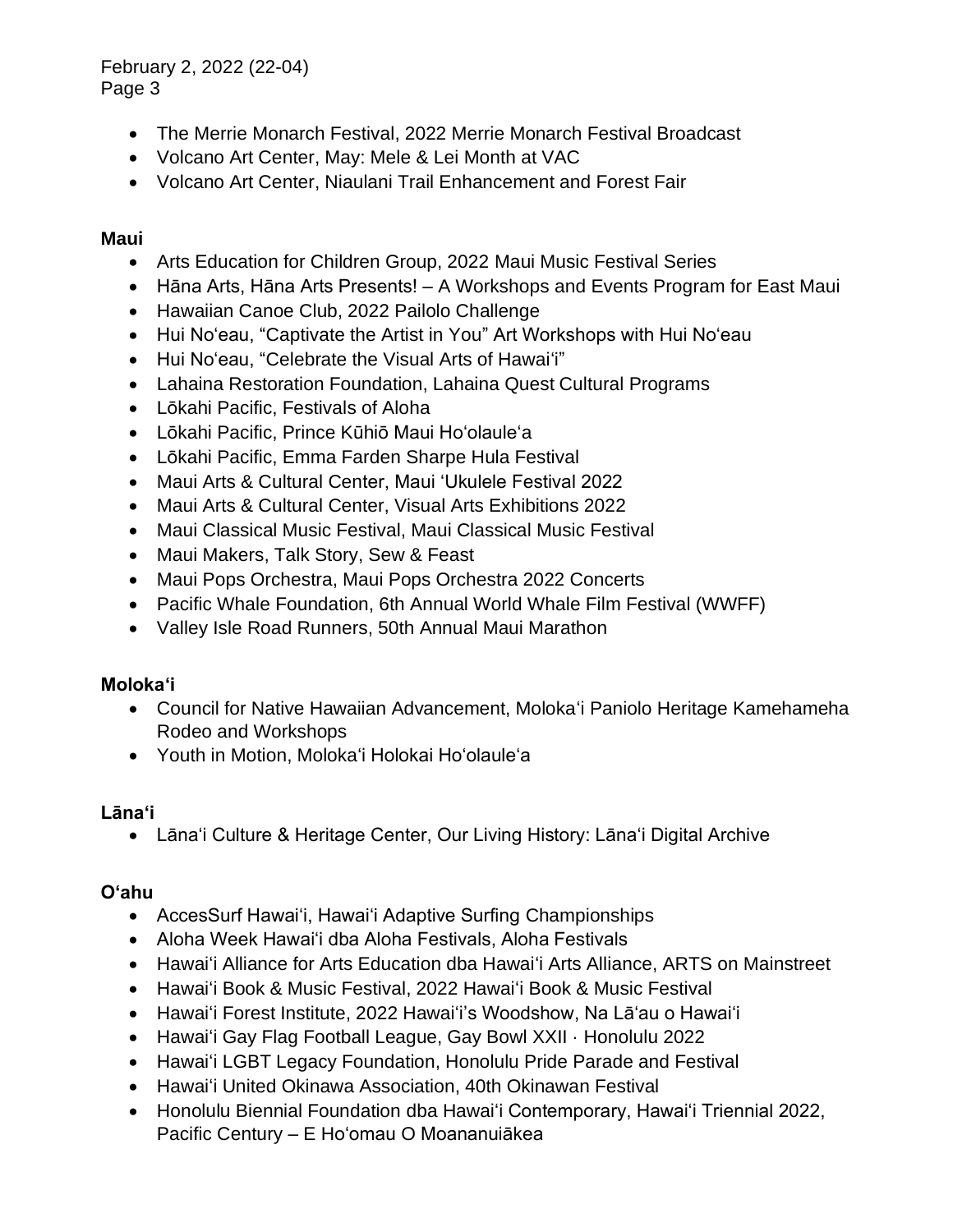- The Merrie Monarch Festival, 2022 Merrie Monarch Festival Broadcast
- Volcano Art Center, May: Mele & Lei Month at VAC
- Volcano Art Center, Niaulani Trail Enhancement and Forest Fair

**Maui**

- Arts Education for Children Group, 2022 Maui Music Festival Series
- Hāna Arts, Hāna Arts Presents! – A Workshops and Events Program for East Maui
- Hawaiian Canoe Club, 2022 Pailolo Challenge
- Hui Noʻeau, "Captivate the Artist in You" Art Workshops with Hui Noʻeau
- Hui Noʻeau, "Celebrate the Visual Arts of Hawaiʻi"
- Lahaina Restoration Foundation, Lahaina Quest Cultural Programs
- Lōkahi Pacific, Festivals of Aloha
- Lōkahi Pacific, Prince Kūhiō Maui Hoʻolauleʻa
- Lōkahi Pacific, Emma Farden Sharpe Hula Festival
- Maui Arts & Cultural Center, Maui ʻUkulele Festival 2022
- Maui Arts & Cultural Center, Visual Arts Exhibitions 2022
- Maui Classical Music Festival, Maui Classical Music Festival
- Maui Makers, Talk Story, Sew & Feast
- Maui Pops Orchestra, Maui Pops Orchestra 2022 Concerts
- Pacific Whale Foundation, 6th Annual World Whale Film Festival (WWFF)
- Valley Isle Road Runners, 50th Annual Maui Marathon

**Molokaʻi**

- Council for Native Hawaiian Advancement, Molokaʻi Paniolo Heritage Kamehameha Rodeo and Workshops
- Youth in Motion, Molokaʻi Holokai Hoʻolauleʻa

**Lānaʻi**

- Lānaʻi Culture & Heritage Center, Our Living History: Lānaʻi Digital Archive

**Oʻahu**

- AccesSurf Hawaiʻi, Hawaiʻi Adaptive Surfing Championships
- Aloha Week Hawaiʻi dba Aloha Festivals, Aloha Festivals
- Hawaiʻi Alliance for Arts Education dba Hawaiʻi Arts Alliance, ARTS on Mainstreet
- Hawaiʻi Book & Music Festival, 2022 Hawaiʻi Book & Music Festival
- Hawaiʻi Forest Institute, 2022 Hawaiʻi's Woodshow, Na Lāʻau o Hawaiʻi
- Hawaiʻi Gay Flag Football League, Gay Bowl XXII · Honolulu 2022
- Hawaiʻi LGBT Legacy Foundation, Honolulu Pride Parade and Festival
- Hawaiʻi United Okinawa Association, 40th Okinawan Festival
- Honolulu Biennial Foundation dba Hawaiʻi Contemporary, Hawaiʻi Triennial 2022, Pacific Century – E Hoʻomau O Moananuiākea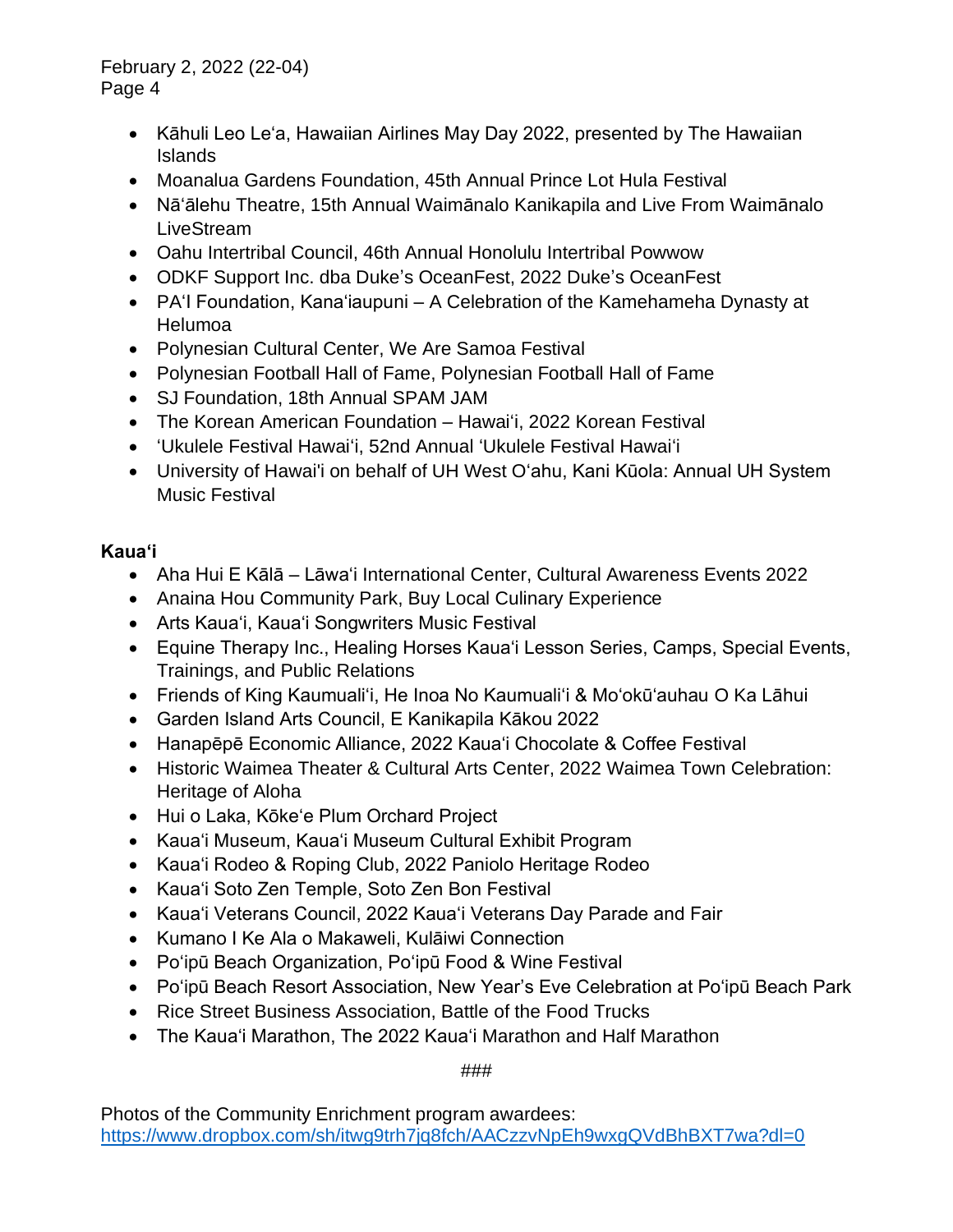- Kāhuli Leo Leʻa, Hawaiian Airlines May Day 2022, presented by The Hawaiian Islands
- Moanalua Gardens Foundation, 45th Annual Prince Lot Hula Festival
- Nāʻālehu Theatre, 15th Annual Waimānalo Kanikapila and Live From Waimānalo LiveStream
- Oahu Intertribal Council, 46th Annual Honolulu Intertribal Powwow
- ODKF Support Inc. dba Duke's OceanFest, 2022 Duke's OceanFest
- PAʻI Foundation, Kanaʻiaupuni – A Celebration of the Kamehameha Dynasty at Helumoa
- Polynesian Cultural Center, We Are Samoa Festival
- Polynesian Football Hall of Fame, Polynesian Football Hall of Fame
- SJ Foundation, 18th Annual SPAM JAM
- The Korean American Foundation – Hawaiʻi, 2022 Korean Festival
- ʻUkulele Festival Hawaiʻi, 52nd Annual ʻUkulele Festival Hawaiʻi
- University of Hawai'i on behalf of UH West Oʻahu, Kani Kūola: Annual UH System Music Festival

**Kauaʻi**

- Aha Hui E Kālā – Lāwaʻi International Center, Cultural Awareness Events 2022
- Anaina Hou Community Park, Buy Local Culinary Experience
- Arts Kauaʻi, Kauaʻi Songwriters Music Festival
- Equine Therapy Inc., Healing Horses Kauaʻi Lesson Series, Camps, Special Events, Trainings, and Public Relations
- Friends of King Kaumualiʻi, He Inoa No Kaumualiʻi & Moʻokūʻauhau O Ka Lāhui
- Garden Island Arts Council, E Kanikapila Kākou 2022
- Hanapēpē Economic Alliance, 2022 Kauaʻi Chocolate & Coffee Festival
- Historic Waimea Theater & Cultural Arts Center, 2022 Waimea Town Celebration: Heritage of Aloha
- Hui o Laka, Kōkeʻe Plum Orchard Project
- Kauaʻi Museum, Kauaʻi Museum Cultural Exhibit Program
- Kauaʻi Rodeo & Roping Club, 2022 Paniolo Heritage Rodeo
- Kauaʻi Soto Zen Temple, Soto Zen Bon Festival
- Kauaʻi Veterans Council, 2022 Kauaʻi Veterans Day Parade and Fair
- Kumano I Ke Ala o Makaweli, Kulāiwi Connection
- Poʻipū Beach Organization, Poʻipū Food & Wine Festival
- Poʻipū Beach Resort Association, New Year's Eve Celebration at Poʻipū Beach Park
- Rice Street Business Association, Battle of the Food Trucks
- The Kauaʻi Marathon, The 2022 Kauaʻi Marathon and Half Marathon

###

Photos of the Community Enrichment program awardees:
https://www.dropbox.com/sh/itwg9trh7jq8fch/AACzzvNpEh9wxgQVdBhBXT7wa?dl=0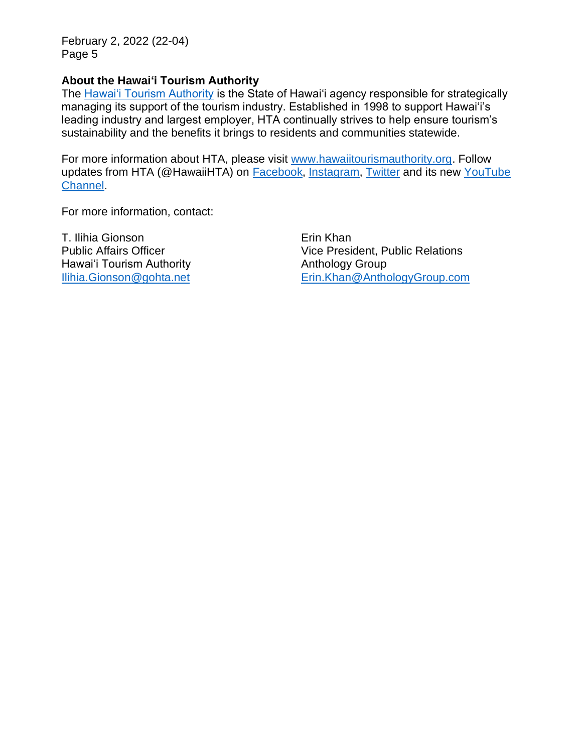## About the Hawai‘i Tourism Authority

The Hawai‘i Tourism Authority is the State of Hawai‘i agency responsible for strategically managing its support of the tourism industry. Established in 1998 to support Hawai‘i's leading industry and largest employer, HTA continually strives to help ensure tourism's sustainability and the benefits it brings to residents and communities statewide.

For more information about HTA, please visit www.hawaiitourismauthority.org. Follow updates from HTA (@HawaiiHTA) on Facebook, Instagram, Twitter and its new YouTube Channel.

For more information, contact:

T. Ilihia Gionson
Public Affairs Officer
Hawai‘i Tourism Authority
Ilihia.Gionson@gohta.net

Erin Khan
Vice President, Public Relations
Anthology Group
Erin.Khan@AnthologyGroup.com